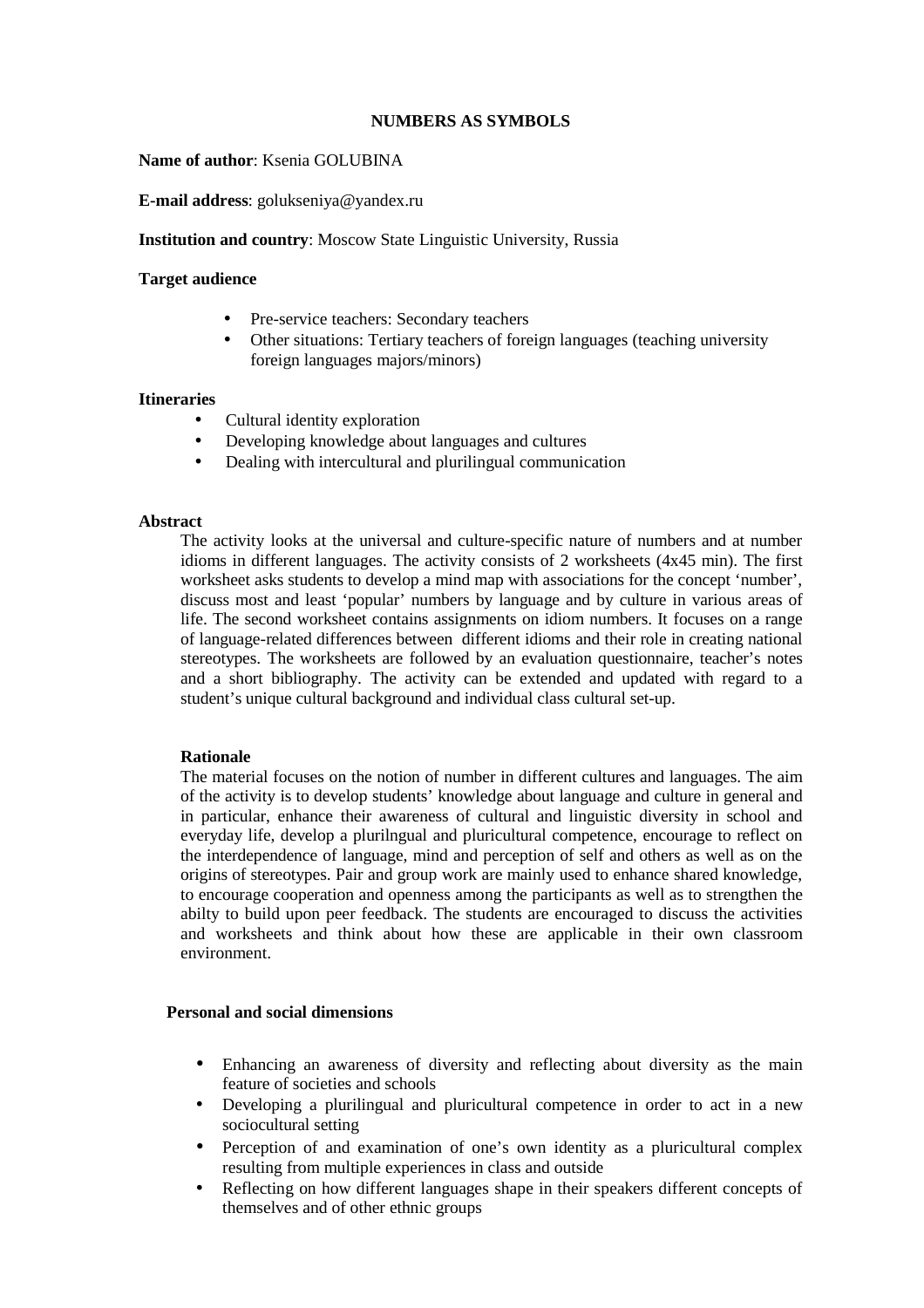# NUMBERS AS SYMBOLS

**Name of author**: Ksenia GOLUBINA

**E-mail address**: golukseniya@yandex.ru

**Institution and country**: Moscow State Linguistic University, Russia

**Target audience**

- Pre-service teachers: Secondary teachers
- Other situations: Tertiary teachers of foreign languages (teaching university foreign languages majors/minors)

**Itineraries**

- Cultural identity exploration
- Developing knowledge about languages and cultures
- Dealing with intercultural and plurilingual communication

**Abstract**

The activity looks at the universal and culture-specific nature of numbers and at number idioms in different languages. The activity consists of 2 worksheets (4x45 min). The first worksheet asks students to develop a mind map with associations for the concept 'number', discuss most and least 'popular' numbers by language and by culture in various areas of life. The second worksheet contains assignments on idiom numbers. It focuses on a range of language-related differences between different idioms and their role in creating national stereotypes. The worksheets are followed by an evaluation questionnaire, teacher's notes and a short bibliography. The activity can be extended and updated with regard to a student's unique cultural background and individual class cultural set-up.

**Rationale**

The material focuses on the notion of number in different cultures and languages. The aim of the activity is to develop students' knowledge about language and culture in general and in particular, enhance their awareness of cultural and linguistic diversity in school and everyday life, develop a plurilngual and pluricultural competence, encourage to reflect on the interdependence of language, mind and perception of self and others as well as on the origins of stereotypes. Pair and group work are mainly used to enhance shared knowledge, to encourage cooperation and openness among the participants as well as to strengthen the abilty to build upon peer feedback. The students are encouraged to discuss the activities and worksheets and think about how these are applicable in their own classroom environment.

**Personal and social dimensions**

- Enhancing an awareness of diversity and reflecting about diversity as the main feature of societies and schools
- Developing a plurilingual and pluricultural competence in order to act in a new sociocultural setting
- Perception of and examination of one's own identity as a pluricultural complex resulting from multiple experiences in class and outside
- Reflecting on how different languages shape in their speakers different concepts of themselves and of other ethnic groups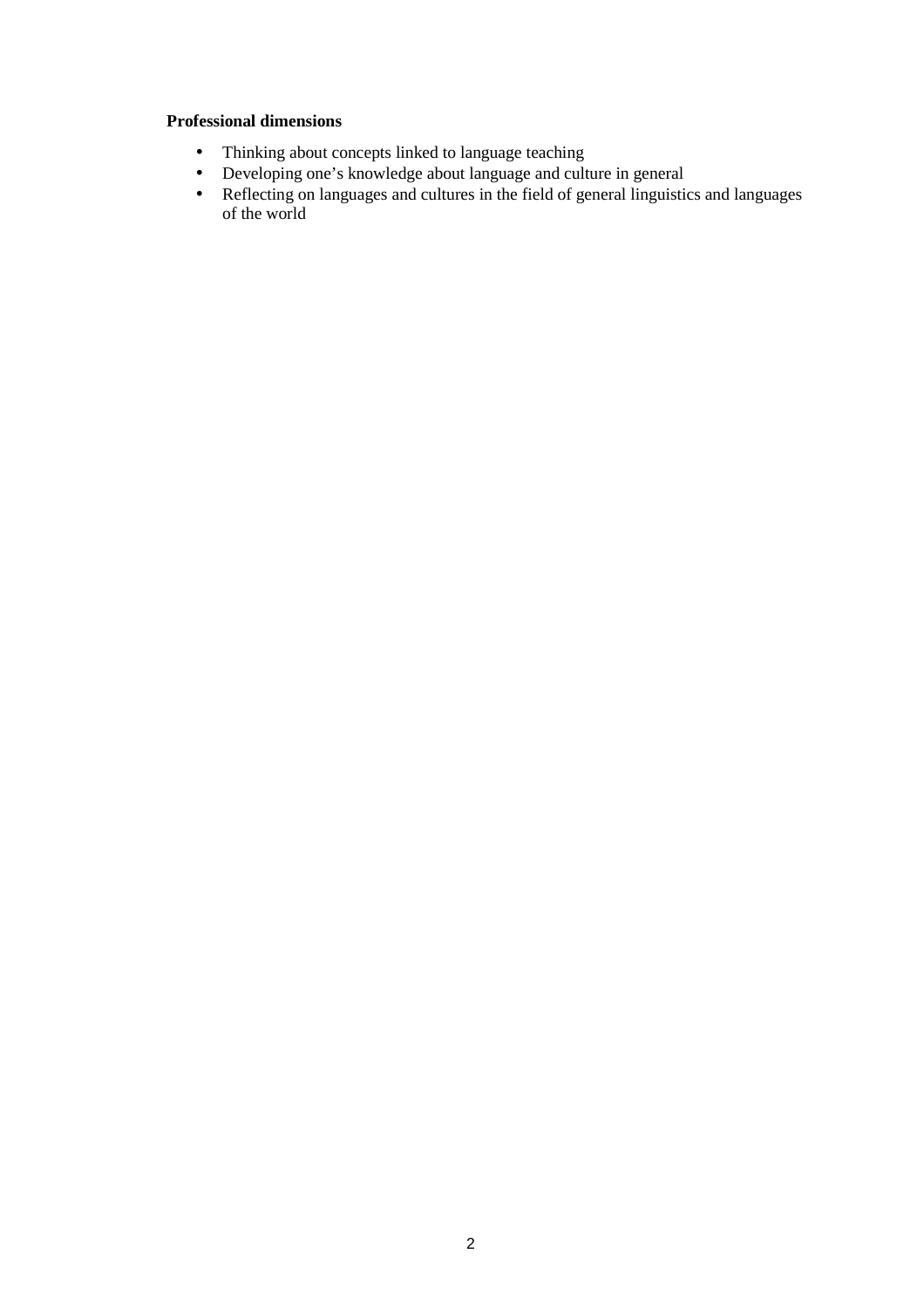**Professional dimensions**

- Thinking about concepts linked to language teaching
- Developing one’s knowledge about language and culture in general
- Reflecting on languages and cultures in the field of general linguistics and languages of the world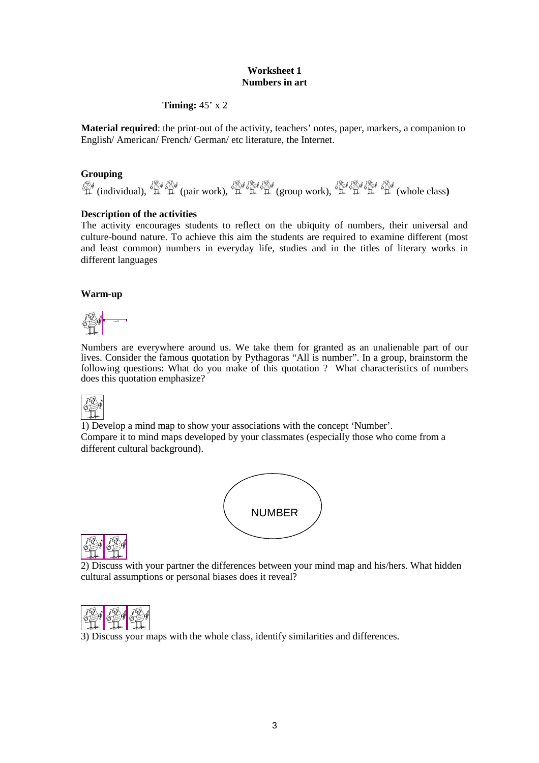**Worksheet 1**
**Numbers in art**

**Timing:** 45’ x 2

**Material required**: the print-out of the activity, teachers’ notes, paper, markers, a companion to English/ American/ French/ German/ etc literature, the Internet.

**Grouping**

(individual), (pair work), (group work), (whole class)

**Description of the activities**

The activity encourages students to reflect on the ubiquity of numbers, their universal and culture-bound nature. To achieve this aim the students are required to examine different (most and least common) numbers in everyday life, studies and in the titles of literary works in different languages

**Warm-up**

Numbers are everywhere around us. We take them for granted as an unalienable part of our lives. Consider the famous quotation by Pythagoras “All is number”. In a group, brainstorm the following questions: What do you make of this quotation ? What characteristics of numbers does this quotation emphasize?

1) Develop a mind map to show your associations with the concept ‘Number’.
Compare it to mind maps developed by your classmates (especially those who come from a different cultural background).

NUMBER

2) Discuss with your partner the differences between your mind map and his/hers. What hidden cultural assumptions or personal biases does it reveal?

3) Discuss your maps with the whole class, identify similarities and differences.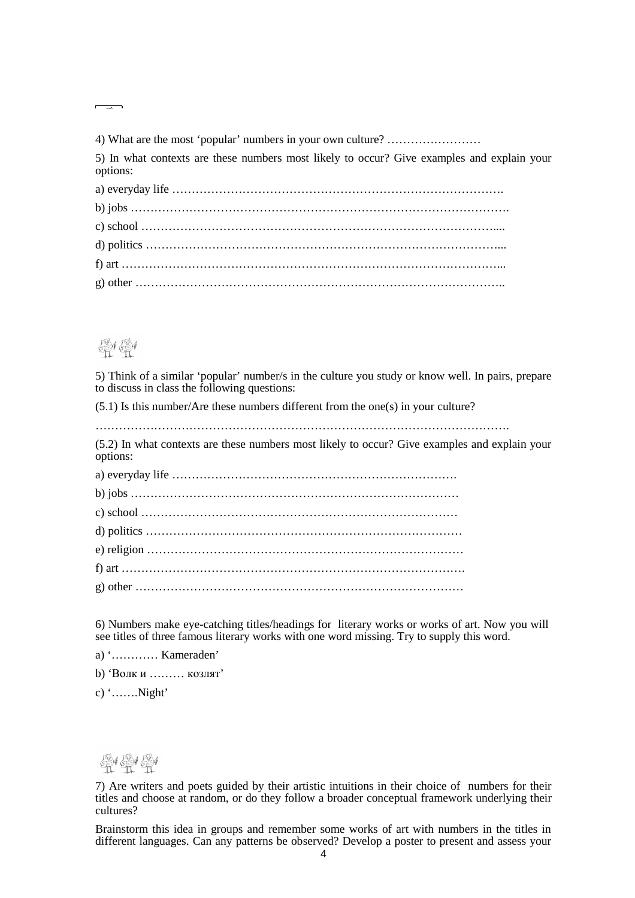4) What are the most ‘popular’ numbers in your own culture? ……………………

5) In what contexts are these numbers most likely to occur? Give examples and explain your options:

a) everyday life ………………………………………………………………………….

b) jobs …………………………………………………………………………………….

c) school ……………………………………………………………………………....

d) politics ……………………………………………………………………………...

f) art ……………………………………………………………………………………...

g) other …………………………………………………………………………………..

5) Think of a similar ‘popular’ number/s in the culture you study or know well. In pairs, prepare to discuss in class the following questions:

(5.1) Is this number/Are these numbers different from the one(s) in your culture?

…………………………………………………………………………………………….

(5.2) In what contexts are these numbers most likely to occur? Give examples and explain your options:

a) everyday life ……………………………………………………………….

b) jobs …………………………………………………………………………

c) school ………………………………………………………………………

d) politics ………………………………………………………………………

e) religion ………………………………………………………………………

f) art ……………………………………………………………………………

g) other …………………………………………………………………………

6) Numbers make eye-catching titles/headings for literary works or works of art. Now you will see titles of three famous literary works with one word missing. Try to supply this word.

a) ‘………… Kameraden’

b) ‘Волк и ……… козлят’

c) ‘…….Night’

7) Are writers and poets guided by their artistic intuitions in their choice of numbers for their titles and choose at random, or do they follow a broader conceptual framework underlying their cultures?

Brainstorm this idea in groups and remember some works of art with numbers in the titles in different languages. Can any patterns be observed? Develop a poster to present and assess your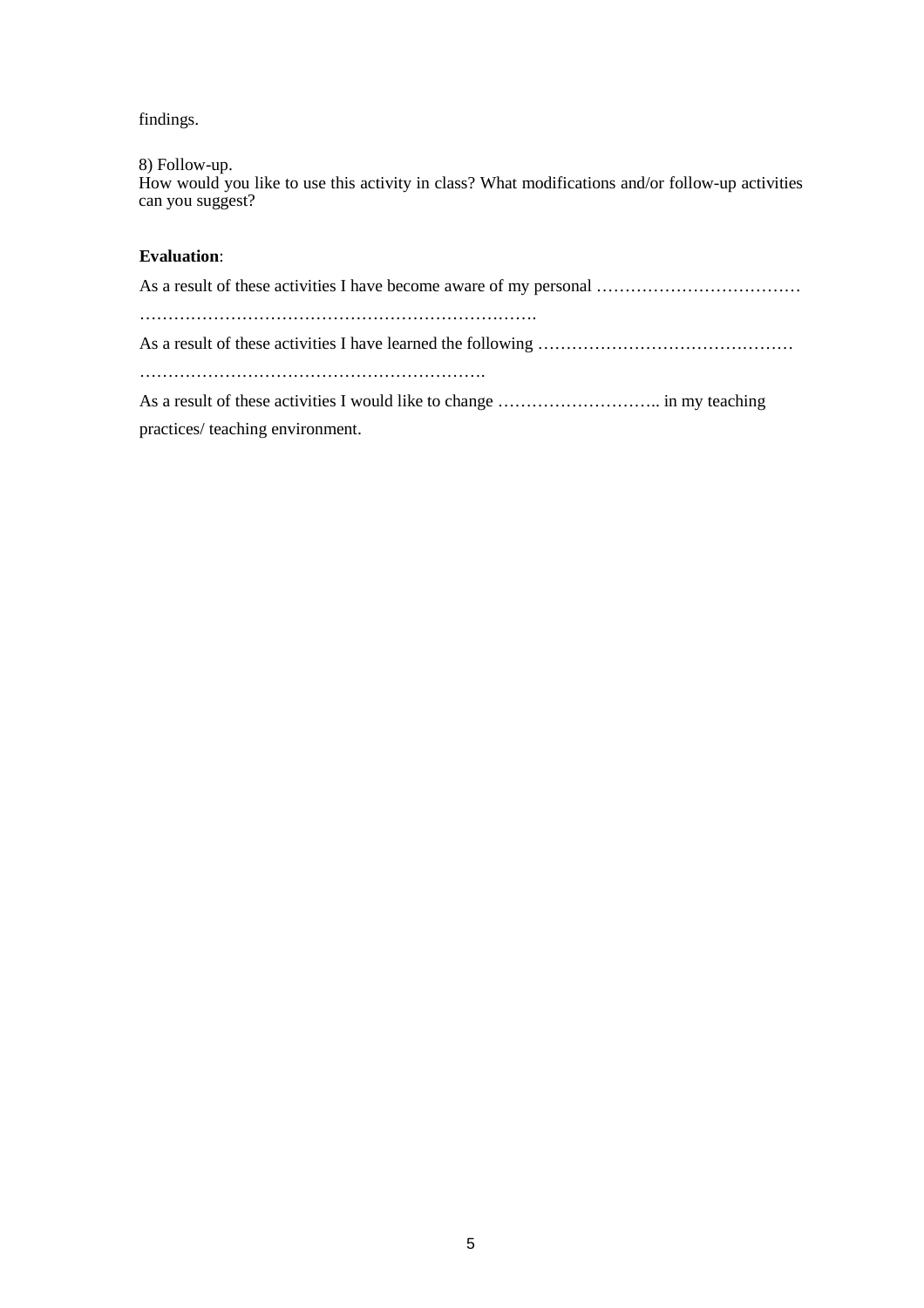findings.

8) Follow-up.
How would you like to use this activity in class? What modifications and/or follow-up activities can you suggest?

**Evaluation**:

As a result of these activities I have become aware of my personal ………………………………
…………………………………………………………….

As a result of these activities I have learned the following ………………………………………
…………………………………………………….

As a result of these activities I would like to change ……………………….. in my teaching practices/ teaching environment.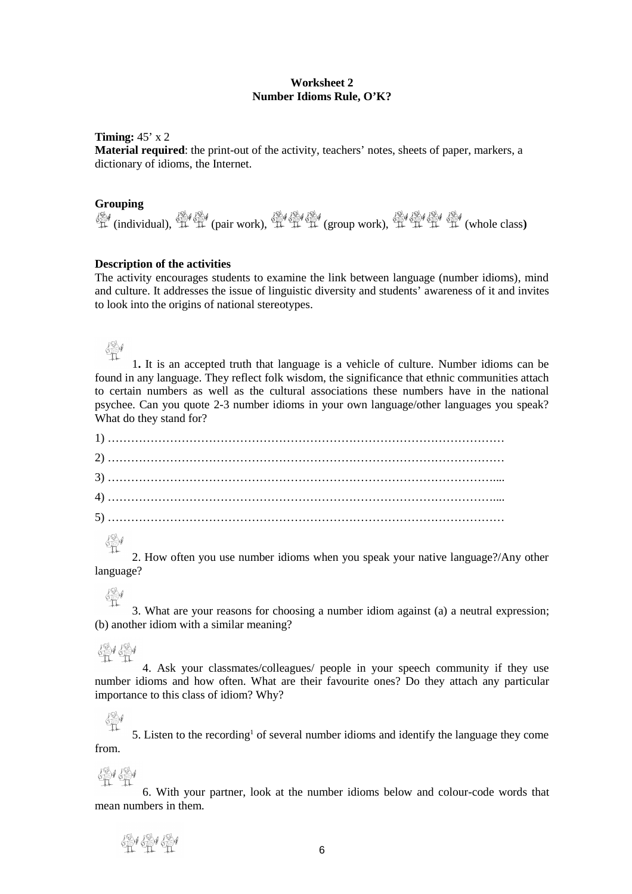**Worksheet 2**
**Number Idioms Rule, O'K?**

**Timing:** 45' x 2
**Material required**: the print-out of the activity, teachers' notes, sheets of paper, markers, a dictionary of idioms, the Internet.

**Grouping**
(individual), (pair work), (group work), (whole class**)**

**Description of the activities**
The activity encourages students to examine the link between language (number idioms), mind and culture. It addresses the issue of linguistic diversity and students' awareness of it and invites to look into the origins of national stereotypes.

1**.** It is an accepted truth that language is a vehicle of culture. Number idioms can be found in any language. They reflect folk wisdom, the significance that ethnic communities attach to certain numbers as well as the cultural associations these numbers have in the national psychee. Can you quote 2-3 number idioms in your own language/other languages you speak? What do they stand for?

1) …………………………………………………………………………………………
2) …………………………………………………………………………………………
3) ………………………………………………………………………………………....
4) ………………………………………………………………………………………....
5) …………………………………………………………………………………………

2. How often you use number idioms when you speak your native language?/Any other language?

3. What are your reasons for choosing a number idiom against (a) a neutral expression; (b) another idiom with a similar meaning?

4. Ask your classmates/colleagues/ people in your speech community if they use number idioms and how often. What are their favourite ones? Do they attach any particular importance to this class of idiom? Why?

5. Listen to the recording[1] of several number idioms and identify the language they come from.

6. With your partner, look at the number idioms below and colour-code words that mean numbers in them.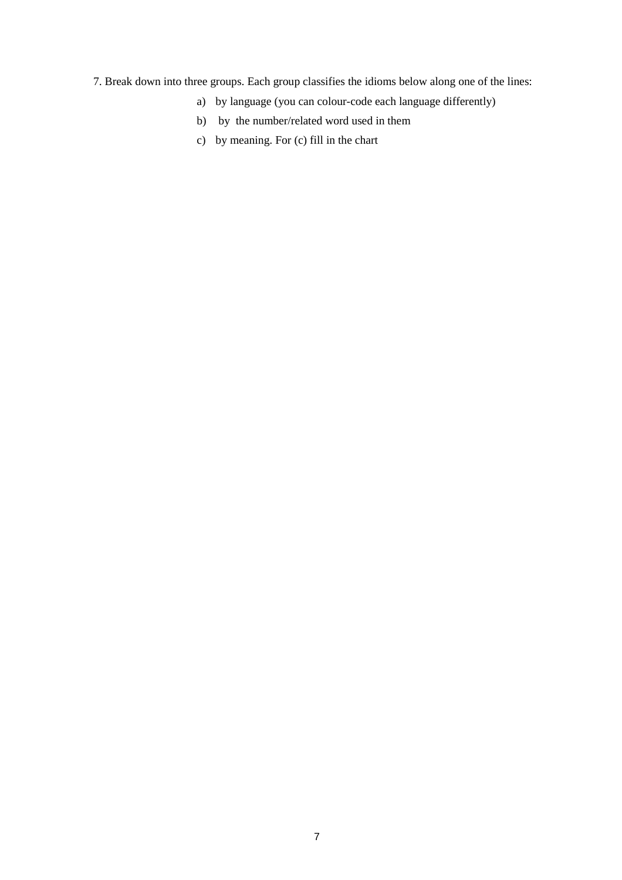7. Break down into three groups. Each group classifies the idioms below along one of the lines:

a) by language (you can colour-code each language differently)

b) by the number/related word used in them

c) by meaning. For (c) fill in the chart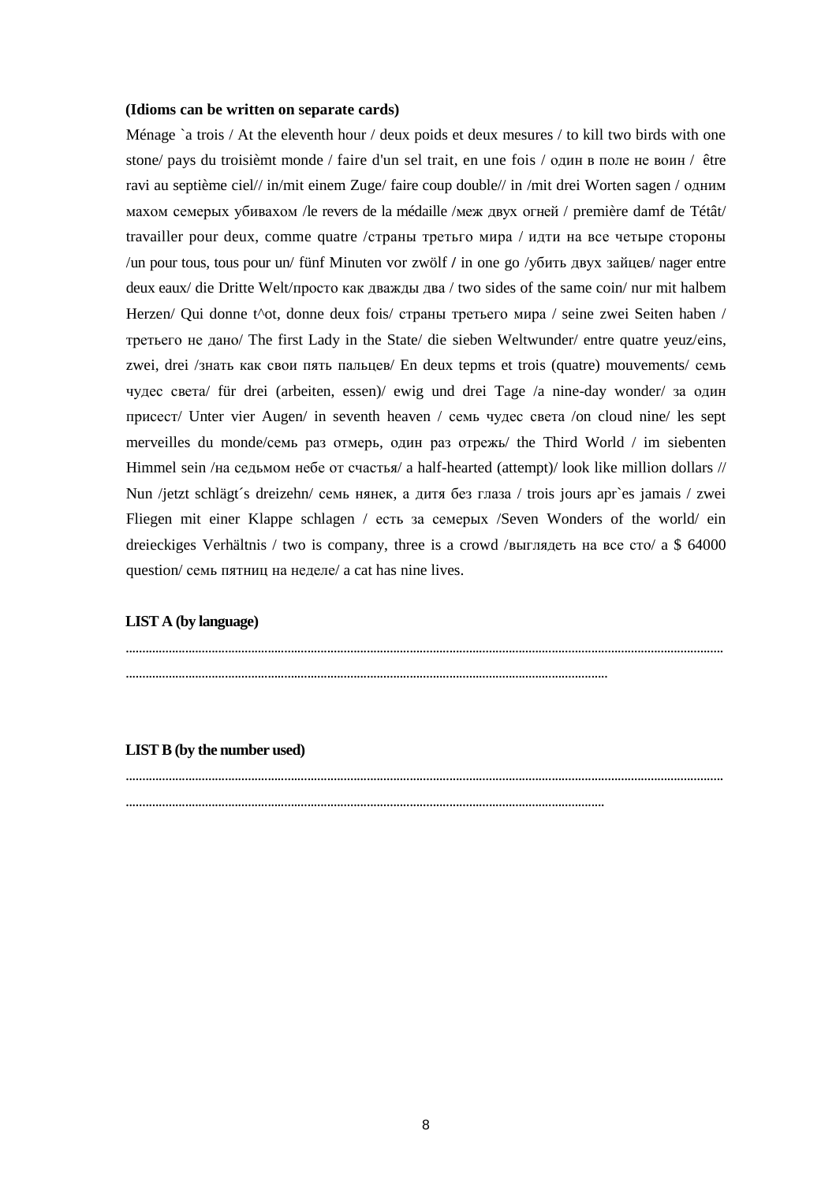**(Idioms can be written on separate cards)**

Ménage `a trois / At the eleventh hour / deux poids et deux mesures / to kill two birds with one stone/ pays du troisièmt monde / faire d'un sel trait, en une fois / один в поле не воин / être ravi au septième ciel// in/mit einem Zuge/ faire coup double// in /mit drei Worten sagen / одним махом семерых убивахом /le revers de la médaille /меж двух огней / première damf de Tétât/ travailler pour deux, comme quatre /страны третьго мира / идти на все четыре стороны /un pour tous, tous pour un/ fünf Minuten vor zwölf / in one go /убить двух зайцев/ nager entre deux eaux/ die Dritte Welt/просто как дважды два / two sides of the same coin/ nur mit halbem Herzen/ Qui donne t^ot, donne deux fois/ страны третьего мира / seine zwei Seiten haben / третьего не дано/ The first Lady in the State/ die sieben Weltwunder/ entre quatre yeuz/eins, zwei, drei /знать как свои пять пальцев/ En deux tepms et trois (quatre) mouvements/ семь чудес света/ für drei (arbeiten, essen)/ ewig und drei Tage /a nine-day wonder/ за один присест/ Unter vier Augen/ in seventh heaven / семь чудес света /on cloud nine/ les sept merveilles du monde/семь раз отмерь, один раз отрежь/ the Third World / im siebenten Himmel sein /на седьмом небе от счастья/ a half-hearted (attempt)/ look like million dollars // Nun /jetzt schlägt´s dreizehn/ семь нянек, а дитя без глаза / trois jours apr`es jamais / zwei Fliegen mit einer Klappe schlagen / есть за семерых /Seven Wonders of the world/ ein dreieckiges Verhältnis / two is company, three is a crowd /выглядеть на все сто/ a $ 64000 question/ семь пятниц на неделе/ a cat has nine lives.

**LIST A (by language)**

..............................................................................................................................................................................

...................................................................................................................................

**LIST B (by the number used)**

..............................................................................................................................................................................

...................................................................................................................................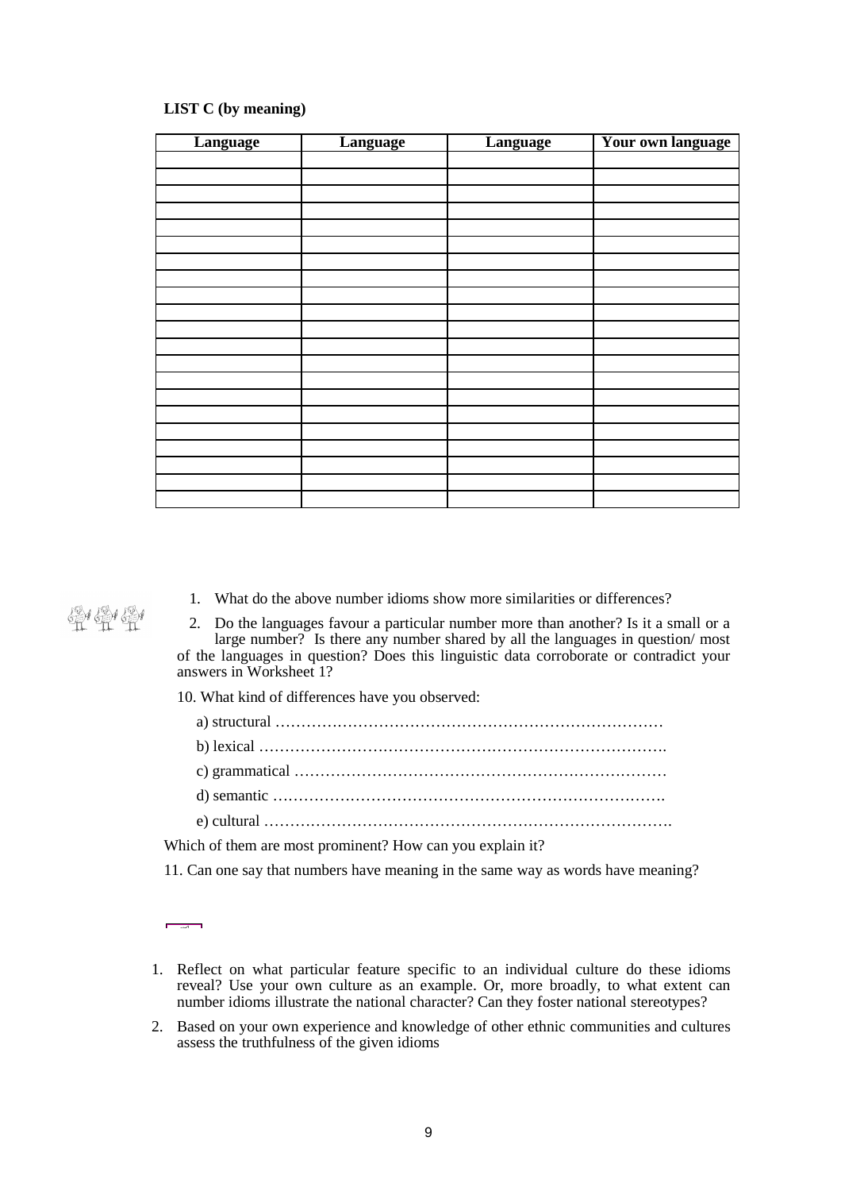**LIST C (by meaning)**

| Language | Language | Language | Your own language |
|---|---|---|---|
| | | | |
| | | | |
| | | | |
| | | | |
| | | | |
| | | | |
| | | | |
| | | | |
| | | | |
| | | | |
| | | | |
| | | | |
| | | | |
| | | | |
| | | | |
| | | | |
| | | | |
| | | | |
| | | | |
| | | | |
| | | | |

1. What do the above number idioms show more similarities or differences?
2. Do the languages favour a particular number more than another? Is it a small or a large number? Is there any number shared by all the languages in question/ most of the languages in question? Does this linguistic data corroborate or contradict your answers in Worksheet 1?

10. What kind of differences have you observed:

a) structural …………………………………………………………………

b) lexical …………………………………………………………………….

c) grammatical ………………………………………………………………

d) semantic ………………………………………………………………….

e) cultural …………………………………………………………………….

Which of them are most prominent? How can you explain it?

11. Can one say that numbers have meaning in the same way as words have meaning?

1. Reflect on what particular feature specific to an individual culture do these idioms reveal? Use your own culture as an example. Or, more broadly, to what extent can number idioms illustrate the national character? Can they foster national stereotypes?
2. Based on your own experience and knowledge of other ethnic communities and cultures assess the truthfulness of the given idioms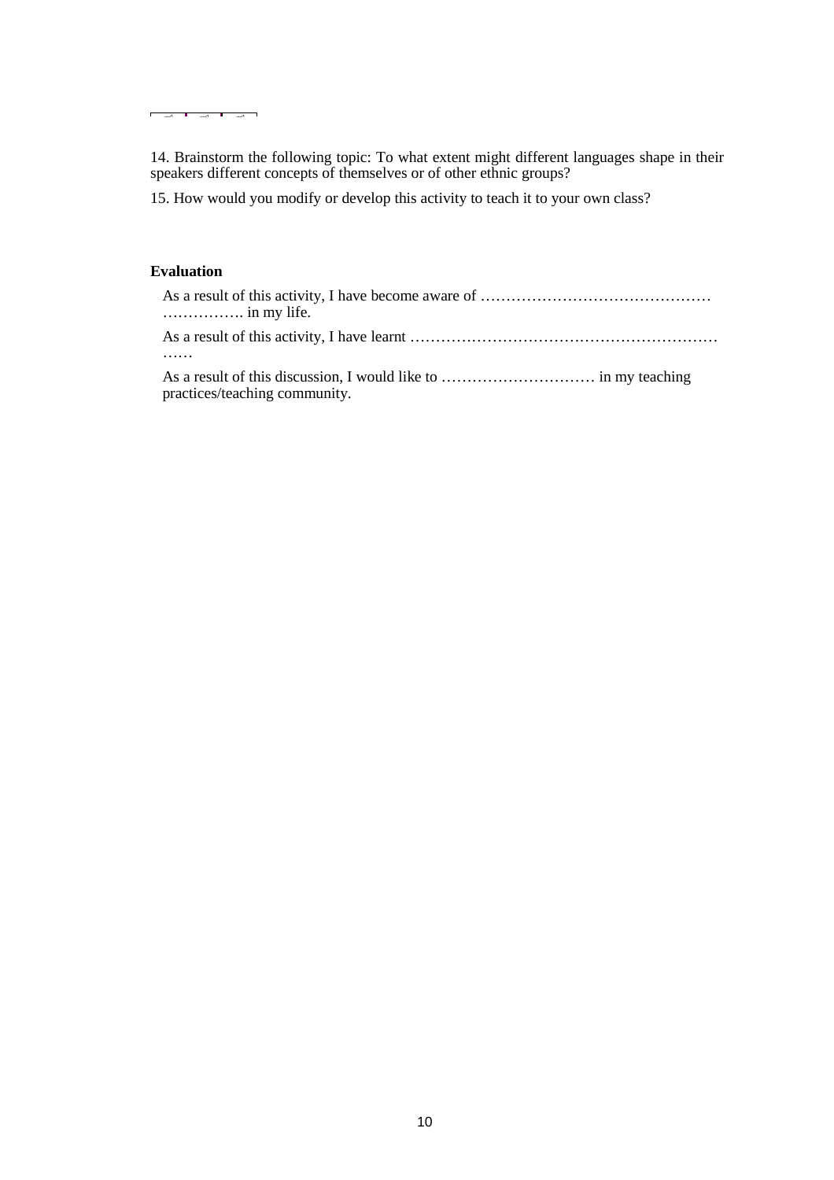14. Brainstorm the following topic: To what extent might different languages shape in their speakers different concepts of themselves or of other ethnic groups?

15. How would you modify or develop this activity to teach it to your own class?

**Evaluation**

As a result of this activity, I have become aware of ………………………………………………………. in my life.

As a result of this activity, I have learnt ……………………………………………………………

As a result of this discussion, I would like to ………………………… in my teaching practices/teaching community.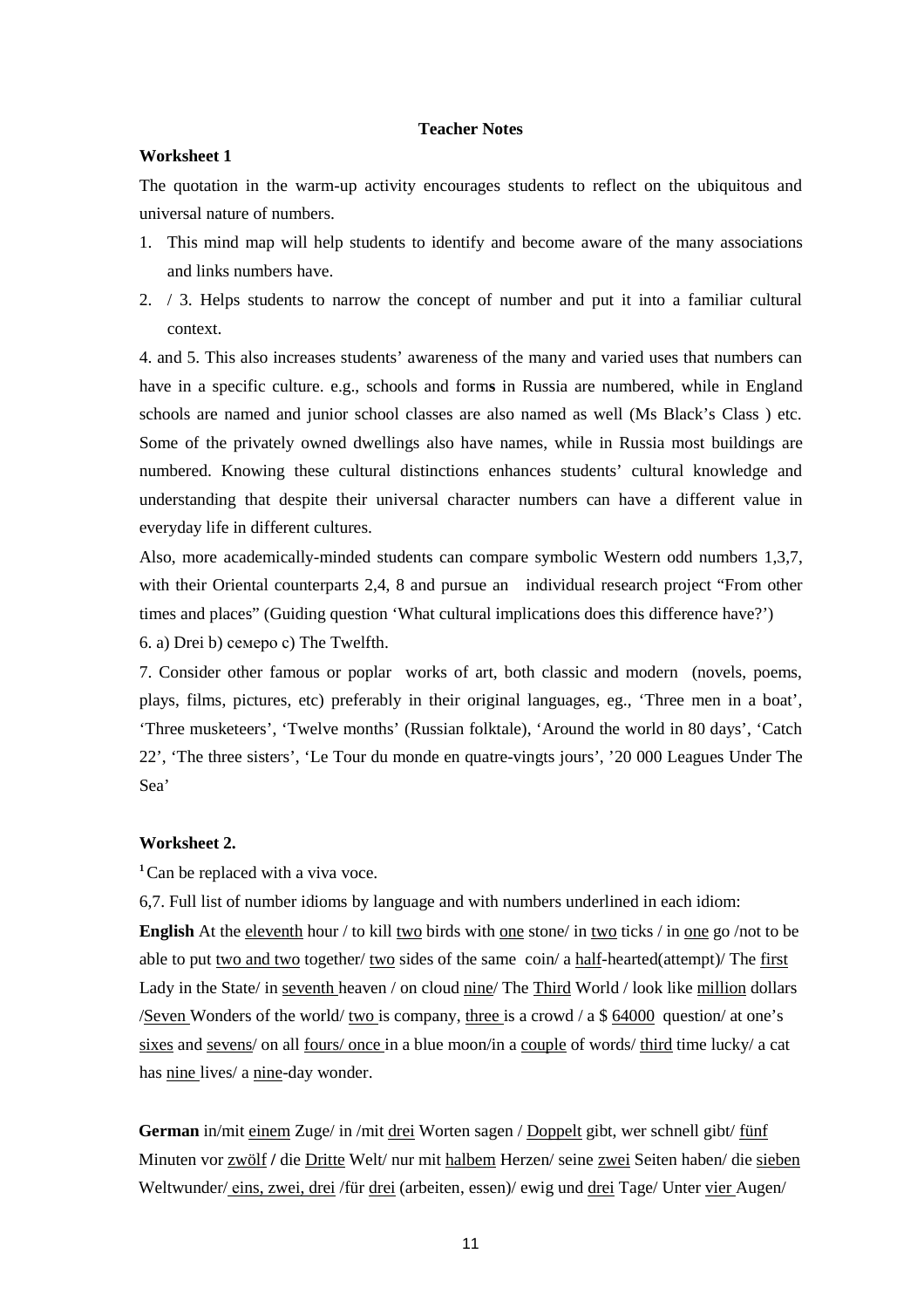**Teacher Notes**

**Worksheet 1**

The quotation in the warm-up activity encourages students to reflect on the ubiquitous and universal nature of numbers.

1. This mind map will help students to identify and become aware of the many associations and links numbers have.
2. / 3. Helps students to narrow the concept of number and put it into a familiar cultural context.

4. and 5. This also increases students' awareness of the many and varied uses that numbers can have in a specific culture. e.g., schools and form**s** in Russia are numbered, while in England schools are named and junior school classes are also named as well (Ms Black's Class ) etc. Some of the privately owned dwellings also have names, while in Russia most buildings are numbered. Knowing these cultural distinctions enhances students' cultural knowledge and understanding that despite their universal character numbers can have a different value in everyday life in different cultures.

Also, more academically-minded students can compare symbolic Western odd numbers 1,3,7, with their Oriental counterparts 2,4, 8 and pursue an individual research project "From other times and places" (Guiding question 'What cultural implications does this difference have?')

6. a) Drei b) семеро c) The Twelfth.

7. Consider other famous or poplar works of art, both classic and modern (novels, poems, plays, films, pictures, etc) preferably in their original languages, eg., 'Three men in a boat', 'Three musketeers', 'Twelve months' (Russian folktale), 'Around the world in 80 days', 'Catch 22', 'The three sisters', 'Le Tour du monde en quatre-vingts jours', '20 000 Leagues Under The Sea'

**Worksheet 2.**

[1] Can be replaced with a viva voce.

6,7. Full list of number idioms by language and with numbers underlined in each idiom:

**English** At the eleventh hour / to kill two birds with one stone/ in two ticks / in one go /not to be able to put two and two together/ two sides of the same coin/ a half-hearted(attempt)/ The first Lady in the State/ in seventh heaven / on cloud nine/ The Third World / look like million dollars /Seven Wonders of the world/ two is company, three is a crowd / a $ 64000 question/ at one's sixes and sevens/ on all fours/ once in a blue moon/in a couple of words/ third time lucky/ a cat has nine lives/ a nine-day wonder.

**German** in/mit einem Zuge/ in /mit drei Worten sagen / Doppelt gibt, wer schnell gibt/ fünf Minuten vor zwölf **/** die Dritte Welt/ nur mit halbem Herzen/ seine zwei Seiten haben/ die sieben Weltwunder/ eins, zwei, drei /für drei (arbeiten, essen)/ ewig und drei Tage/ Unter vier Augen/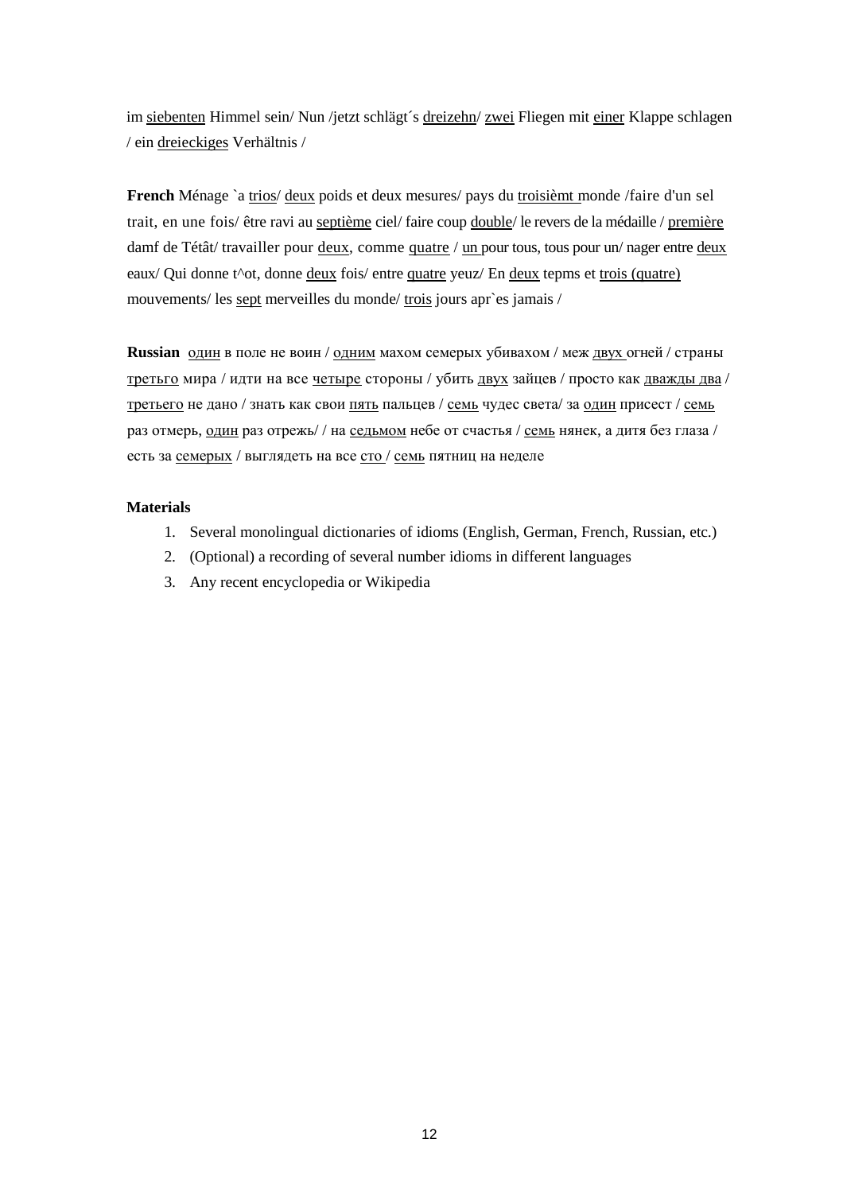im siebenten Himmel sein/ Nun /jetzt schlägt´s dreizehn/ zwei Fliegen mit einer Klappe schlagen / ein dreieckiges Verhältnis /

**French** Ménage `a trios/ deux poids et deux mesures/ pays du troisièmt monde /faire d'un sel trait, en une fois/ être ravi au septième ciel/ faire coup double/ le revers de la médaille / première damf de Tétât/ travailler pour deux, comme quatre / un pour tous, tous pour un/ nager entre deux eaux/ Qui donne t^ot, donne deux fois/ entre quatre yeuz/ En deux tepms et trois (quatre) mouvements/ les sept merveilles du monde/ trois jours apr`es jamais /

**Russian** один в поле не воин / одним махом семерых убивахом / меж двух огней / страны третьго мира / идти на все четыре стороны / убить двух зайцев / просто как дважды два / третьего не дано / знать как свои пять пальцев / семь чудес света/ за один присест / семь раз отмерь, один раз отрежь/ / на седьмом небе от счастья / семь нянек, а дитя без глаза / есть за семерых / выглядеть на все сто / семь пятниц на неделе

**Materials**

1. Several monolingual dictionaries of idioms (English, German, French, Russian, etc.)
2. (Optional) a recording of several number idioms in different languages
3. Any recent encyclopedia or Wikipedia